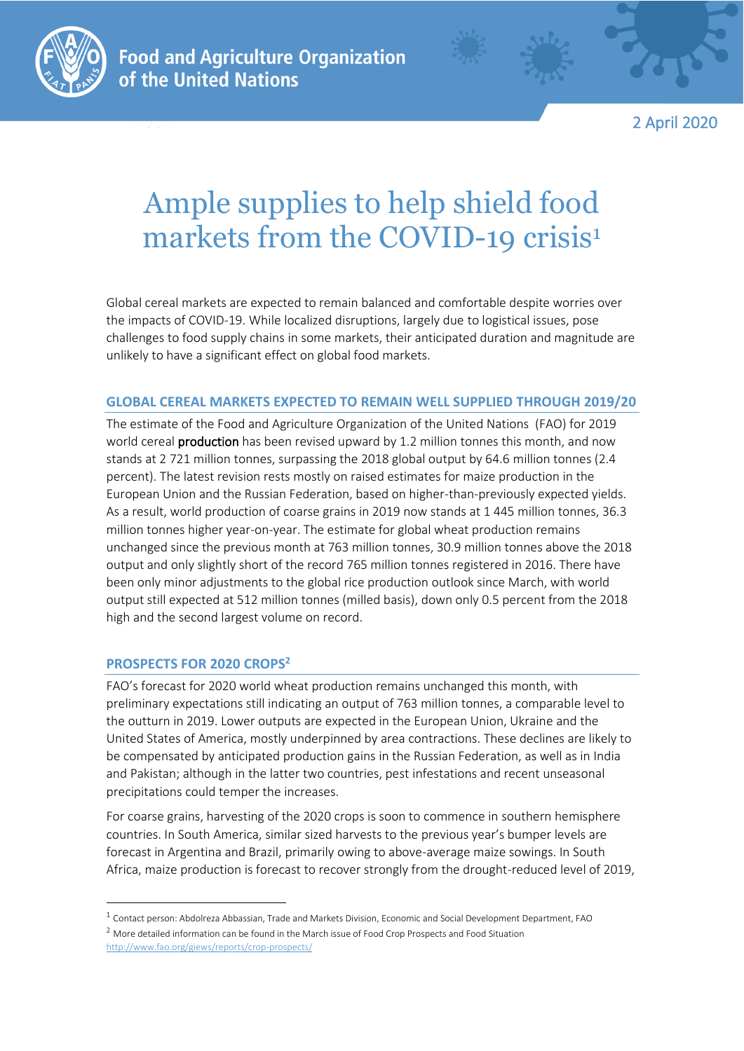Food and Agriculture Organization of the United Nations

2 April 2020

# Ample supplies to help shield food markets from the COVID-19 crisis[1]

Global cereal markets are expected to remain balanced and comfortable despite worries over the impacts of COVID-19. While localized disruptions, largely due to logistical issues, pose challenges to food supply chains in some markets, their anticipated duration and magnitude are unlikely to have a significant effect on global food markets.

## GLOBAL CEREAL MARKETS EXPECTED TO REMAIN WELL SUPPLIED THROUGH 2019/20

The estimate of the Food and Agriculture Organization of the United Nations (FAO) for 2019 world cereal **production** has been revised upward by 1.2 million tonnes this month, and now stands at 2 721 million tonnes, surpassing the 2018 global output by 64.6 million tonnes (2.4 percent). The latest revision rests mostly on raised estimates for maize production in the European Union and the Russian Federation, based on higher-than-previously expected yields. As a result, world production of coarse grains in 2019 now stands at 1 445 million tonnes, 36.3 million tonnes higher year-on-year. The estimate for global wheat production remains unchanged since the previous month at 763 million tonnes, 30.9 million tonnes above the 2018 output and only slightly short of the record 765 million tonnes registered in 2016. There have been only minor adjustments to the global rice production outlook since March, with world output still expected at 512 million tonnes (milled basis), down only 0.5 percent from the 2018 high and the second largest volume on record.

## PROSPECTS FOR 2020 CROPS[2]

FAO's forecast for 2020 world wheat production remains unchanged this month, with preliminary expectations still indicating an output of 763 million tonnes, a comparable level to the outturn in 2019. Lower outputs are expected in the European Union, Ukraine and the United States of America, mostly underpinned by area contractions. These declines are likely to be compensated by anticipated production gains in the Russian Federation, as well as in India and Pakistan; although in the latter two countries, pest infestations and recent unseasonal precipitations could temper the increases.

For coarse grains, harvesting of the 2020 crops is soon to commence in southern hemisphere countries. In South America, similar sized harvests to the previous year's bumper levels are forecast in Argentina and Brazil, primarily owing to above-average maize sowings. In South Africa, maize production is forecast to recover strongly from the drought-reduced level of 2019,

---

[1] Contact person: Abdolreza Abbassian, Trade and Markets Division, Economic and Social Development Department, FAO

[2] More detailed information can be found in the March issue of Food Crop Prospects and Food Situation http://www.fao.org/giews/reports/crop-prospects/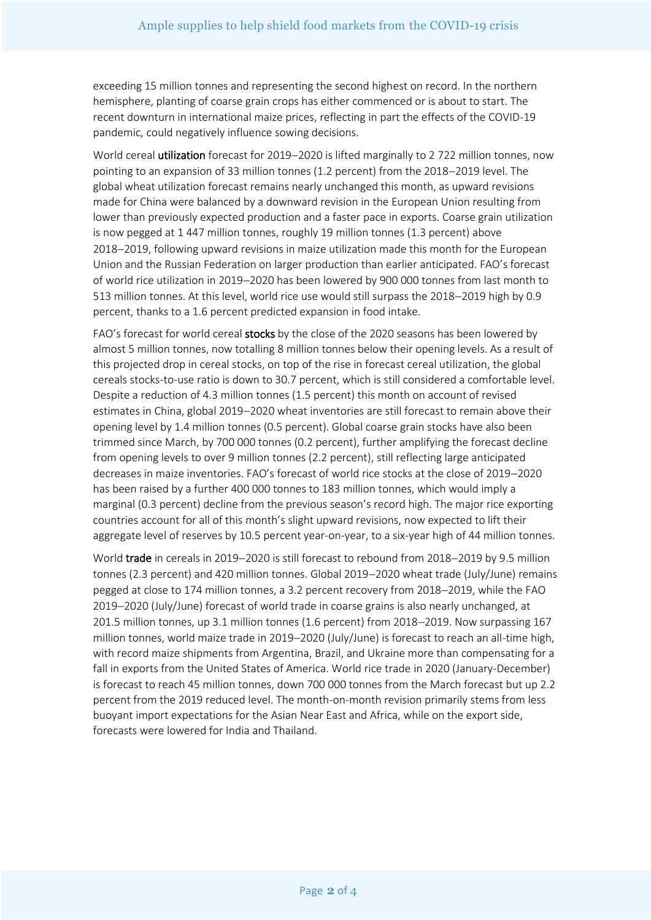exceeding 15 million tonnes and representing the second highest on record. In the northern hemisphere, planting of coarse grain crops has either commenced or is about to start. The recent downturn in international maize prices, reflecting in part the effects of the COVID-19 pandemic, could negatively influence sowing decisions.

World cereal **utilization** forecast for 2019–2020 is lifted marginally to 2 722 million tonnes, now pointing to an expansion of 33 million tonnes (1.2 percent) from the 2018–2019 level. The global wheat utilization forecast remains nearly unchanged this month, as upward revisions made for China were balanced by a downward revision in the European Union resulting from lower than previously expected production and a faster pace in exports. Coarse grain utilization is now pegged at 1 447 million tonnes, roughly 19 million tonnes (1.3 percent) above 2018–2019, following upward revisions in maize utilization made this month for the European Union and the Russian Federation on larger production than earlier anticipated. FAO's forecast of world rice utilization in 2019–2020 has been lowered by 900 000 tonnes from last month to 513 million tonnes. At this level, world rice use would still surpass the 2018–2019 high by 0.9 percent, thanks to a 1.6 percent predicted expansion in food intake.

FAO's forecast for world cereal **stocks** by the close of the 2020 seasons has been lowered by almost 5 million tonnes, now totalling 8 million tonnes below their opening levels. As a result of this projected drop in cereal stocks, on top of the rise in forecast cereal utilization, the global cereals stocks-to-use ratio is down to 30.7 percent, which is still considered a comfortable level. Despite a reduction of 4.3 million tonnes (1.5 percent) this month on account of revised estimates in China, global 2019–2020 wheat inventories are still forecast to remain above their opening level by 1.4 million tonnes (0.5 percent). Global coarse grain stocks have also been trimmed since March, by 700 000 tonnes (0.2 percent), further amplifying the forecast decline from opening levels to over 9 million tonnes (2.2 percent), still reflecting large anticipated decreases in maize inventories. FAO's forecast of world rice stocks at the close of 2019–2020 has been raised by a further 400 000 tonnes to 183 million tonnes, which would imply a marginal (0.3 percent) decline from the previous season's record high. The major rice exporting countries account for all of this month's slight upward revisions, now expected to lift their aggregate level of reserves by 10.5 percent year-on-year, to a six-year high of 44 million tonnes.

World **trade** in cereals in 2019–2020 is still forecast to rebound from 2018–2019 by 9.5 million tonnes (2.3 percent) and 420 million tonnes. Global 2019–2020 wheat trade (July/June) remains pegged at close to 174 million tonnes, a 3.2 percent recovery from 2018–2019, while the FAO 2019–2020 (July/June) forecast of world trade in coarse grains is also nearly unchanged, at 201.5 million tonnes, up 3.1 million tonnes (1.6 percent) from 2018–2019. Now surpassing 167 million tonnes, world maize trade in 2019–2020 (July/June) is forecast to reach an all-time high, with record maize shipments from Argentina, Brazil, and Ukraine more than compensating for a fall in exports from the United States of America. World rice trade in 2020 (January-December) is forecast to reach 45 million tonnes, down 700 000 tonnes from the March forecast but up 2.2 percent from the 2019 reduced level. The month-on-month revision primarily stems from less buoyant import expectations for the Asian Near East and Africa, while on the export side, forecasts were lowered for India and Thailand.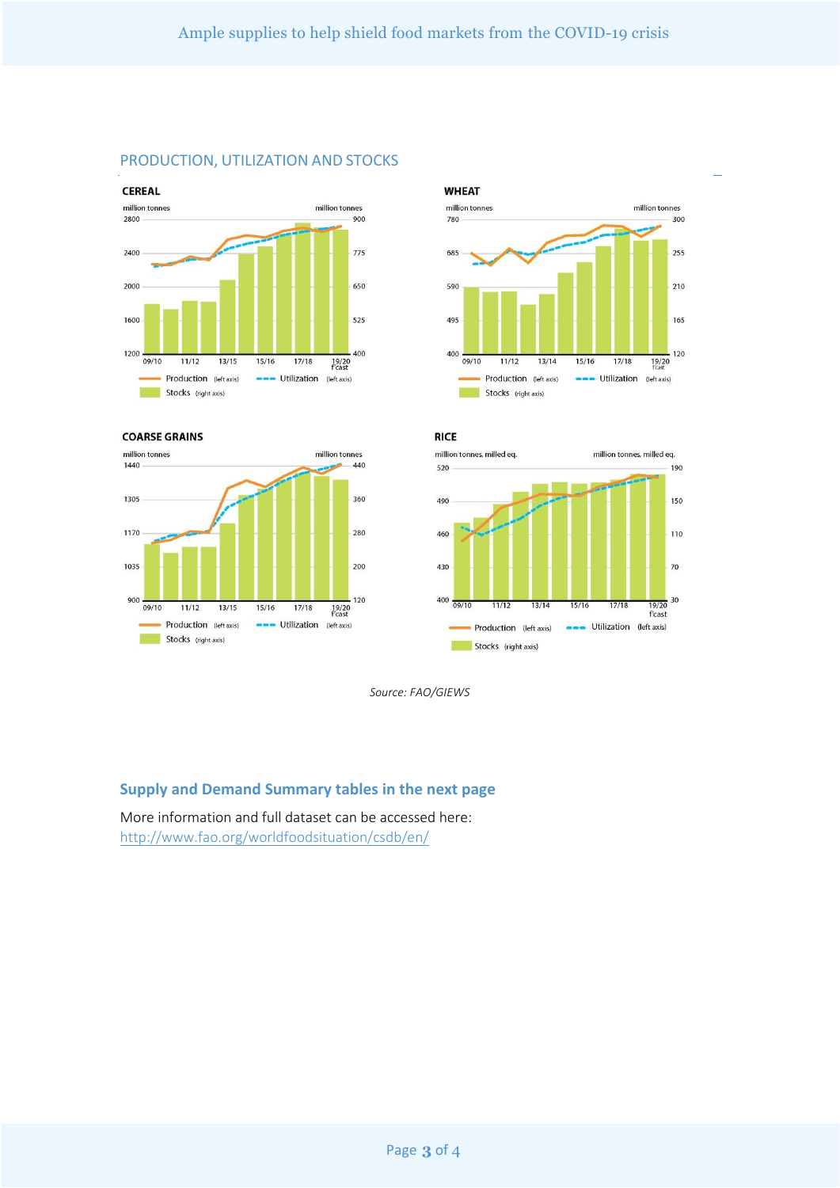## PRODUCTION, UTILIZATION AND STOCKS

**CEREAL**

million tonnes | million tonnes

Production (left axis) — Utilization (left axis) — Stocks (right axis)

**WHEAT**

million tonnes | million tonnes

Production (left axis) — Utilization (left axis) — Stocks (right axis)

**COARSE GRAINS**

million tonnes | million tonnes

Production (left axis) — Utilization (left axis) — Stocks (right axis)

**RICE**

million tonnes, milled eq. | million tonnes, milled eq.

Production (left axis) — Utilization (left axis) — Stocks (right axis)

*Source: FAO/GIEWS*

### Supply and Demand Summary tables in the next page

More information and full dataset can be accessed here:
http://www.fao.org/worldfoodsituation/csdb/en/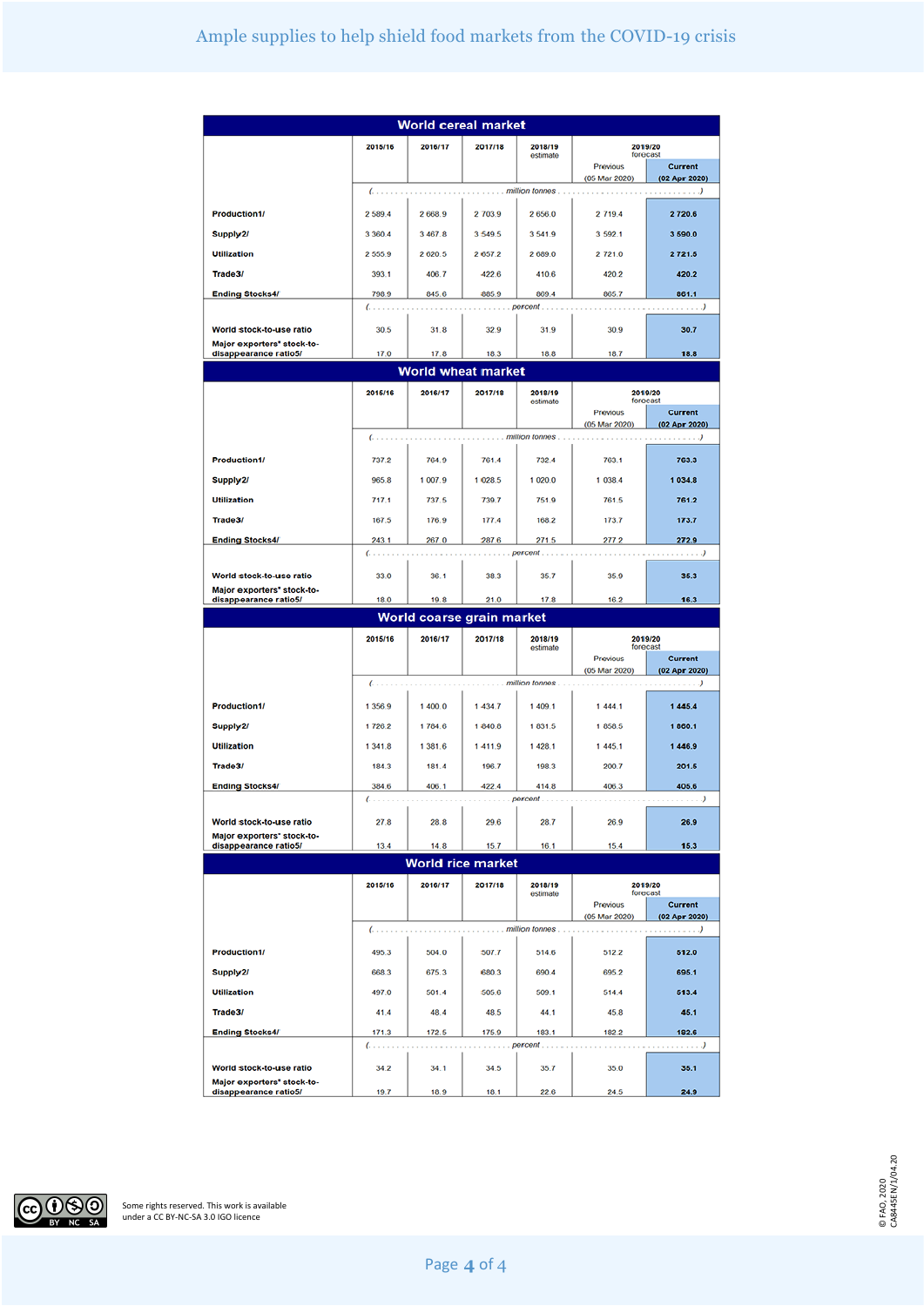## World cereal market

| | 2015/16 | 2016/17 | 2017/18 | 2018/19 estimate | 2019/20 forecast Previous (05 Mar 2020) | 2019/20 forecast Current (02 Apr 2020) |
|---|---|---|---|---|---|---|
| | *million tonnes* | | | | | |
| **Production1/** | 2 589.4 | 2 668.9 | 2 703.9 | 2 656.0 | 2 719.4 | **2 720.6** |
| **Supply2/** | 3 360.4 | 3 467.8 | 3 549.5 | 3 541.9 | 3 592.1 | **3 590.0** |
| **Utilization** | 2 555.9 | 2 620.5 | 2 657.2 | 2 689.0 | 2 721.0 | **2 721.5** |
| **Trade3/** | 393.1 | 406.7 | 422.6 | 410.6 | 420.2 | **420.2** |
| **Ending Stocks4/** | 798.9 | 845.6 | 885.9 | 869.4 | 865.7 | **861.1** |
| | *percent* | | | | | |
| **World stock-to-use ratio** | 30.5 | 31.8 | 32.9 | 31.9 | 30.9 | **30.7** |
| **Major exporters' stock-to-disappearance ratio5/** | 17.0 | 17.8 | 18.3 | 18.8 | 18.7 | **18.8** |

## World wheat market

| | 2015/16 | 2016/17 | 2017/18 | 2018/19 estimate | 2019/20 forecast Previous (05 Mar 2020) | 2019/20 forecast Current (02 Apr 2020) |
|---|---|---|---|---|---|---|
| | *million tonnes* | | | | | |
| **Production1/** | 737.2 | 764.9 | 761.4 | 732.4 | 763.1 | **763.3** |
| **Supply2/** | 965.8 | 1 007.9 | 1 028.5 | 1 020.0 | 1 038.4 | **1 034.8** |
| **Utilization** | 717.1 | 737.5 | 739.7 | 751.9 | 761.5 | **761.2** |
| **Trade3/** | 167.5 | 176.9 | 177.4 | 168.2 | 173.7 | **173.7** |
| **Ending Stocks4/** | 243.1 | 267.0 | 287.6 | 271.5 | 277.2 | **272.9** |
| | *percent* | | | | | |
| **World stock-to-use ratio** | 33.0 | 36.1 | 38.3 | 35.7 | 35.9 | **35.3** |
| **Major exporters' stock-to-disappearance ratio5/** | 18.0 | 19.8 | 21.0 | 17.8 | 16.2 | **16.3** |

## World coarse grain market

| | 2015/16 | 2016/17 | 2017/18 | 2018/19 estimate | 2019/20 forecast Previous (05 Mar 2020) | 2019/20 forecast Current (02 Apr 2020) |
|---|---|---|---|---|---|---|
| | *million tonnes* | | | | | |
| **Production1/** | 1 356.9 | 1 400.0 | 1 434.7 | 1 409.1 | 1 444.1 | **1 445.4** |
| **Supply2/** | 1 726.2 | 1 784.6 | 1 840.8 | 1 831.5 | 1 858.5 | **1 860.1** |
| **Utilization** | 1 341.8 | 1 381.6 | 1 411.9 | 1 428.1 | 1 445.1 | **1 446.9** |
| **Trade3/** | 184.3 | 181.4 | 196.7 | 198.3 | 200.7 | **201.5** |
| **Ending Stocks4/** | 384.6 | 406.1 | 422.4 | 414.8 | 406.3 | **405.6** |
| | *percent* | | | | | |
| **World stock-to-use ratio** | 27.8 | 28.8 | 29.6 | 28.7 | 26.9 | **26.9** |
| **Major exporters' stock-to-disappearance ratio5/** | 13.4 | 14.8 | 15.7 | 16.1 | 15.4 | **15.3** |

## World rice market

| | 2015/16 | 2016/17 | 2017/18 | 2018/19 estimate | 2019/20 forecast Previous (05 Mar 2020) | 2019/20 forecast Current (02 Apr 2020) |
|---|---|---|---|---|---|---|
| | *million tonnes* | | | | | |
| **Production1/** | 495.3 | 504.0 | 507.7 | 514.6 | 512.2 | **512.0** |
| **Supply2/** | 668.3 | 675.3 | 680.3 | 690.4 | 695.2 | **695.1** |
| **Utilization** | 497.0 | 501.4 | 505.6 | 509.1 | 514.4 | **513.4** |
| **Trade3/** | 41.4 | 48.4 | 48.5 | 44.1 | 45.8 | **45.1** |
| **Ending Stocks4/** | 171.3 | 172.5 | 175.9 | 183.1 | 182.2 | **182.6** |
| | *percent* | | | | | |
| **World stock-to-use ratio** | 34.2 | 34.1 | 34.5 | 35.7 | 35.0 | **35.1** |
| **Major exporters' stock-to-disappearance ratio5/** | 19.7 | 16.9 | 18.1 | 22.6 | 24.5 | **24.9** |

Some rights reserved. This work is available under a CC BY-NC-SA 3.0 IGO licence

© FAO, 2020
CA8445EN/1/04.20